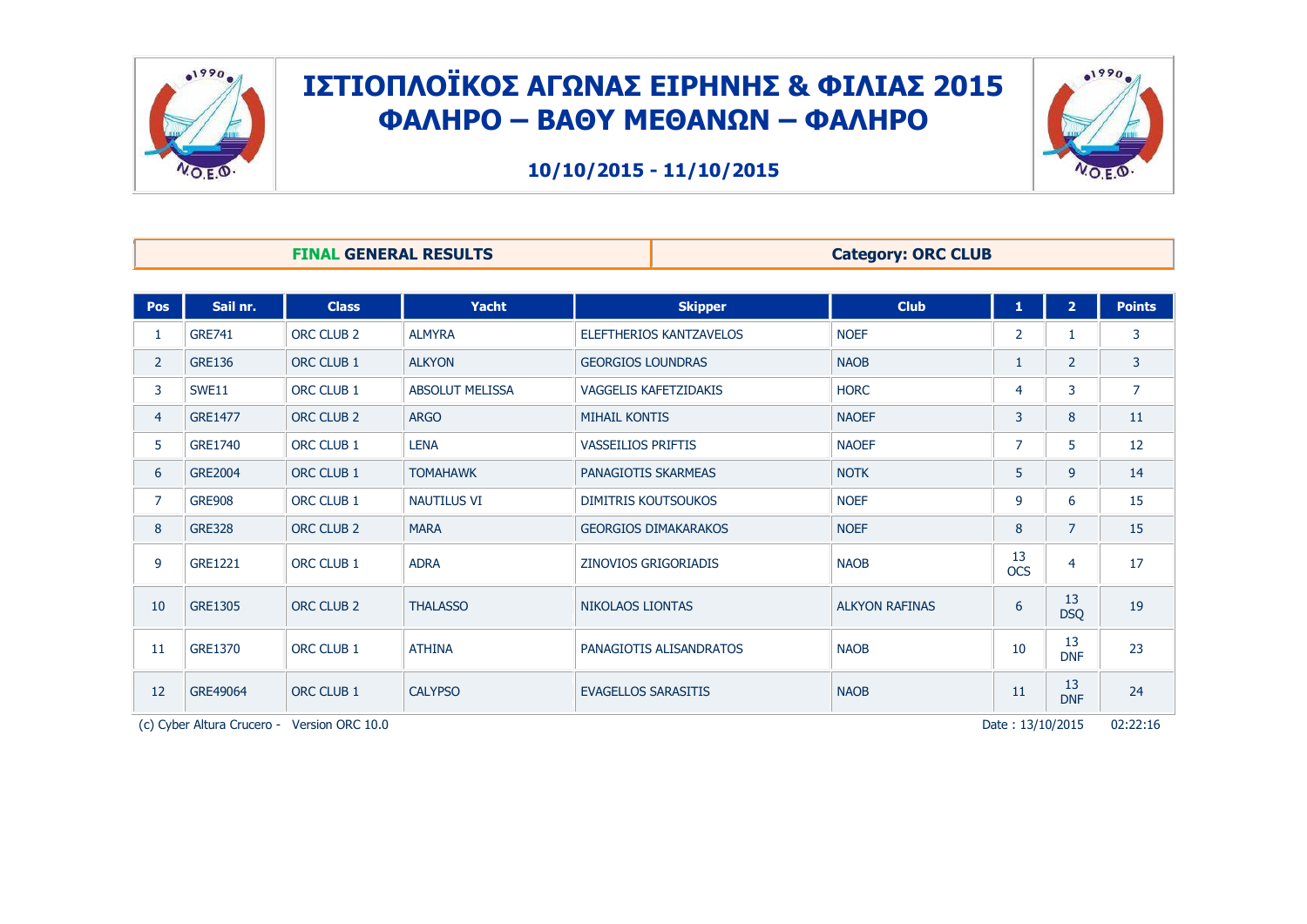# ΙΣΤΙΟΠΛΟΪΚΟΣ ΑΓΩΝΑΣ ΕΙΡΗΝΗΣ & ΦΙΛΙΑΣ 2015
# ΦΑΛΗΡΟ – ΒΑΘΥ ΜΕΘΑΝΩΝ – ΦΑΛΗΡΟ

**10/10/2015 - 11/10/2015**

| FINAL GENERAL RESULTS | Category: ORC CLUB |
|---|---|

| Pos | Sail nr. | Class | Yacht | Skipper | Club | 1 | 2 | Points |
|---|---|---|---|---|---|---|---|---|
| 1 | GRE741 | ORC CLUB 2 | ALMYRA | ELEFTHERIOS KANTZAVELOS | NOEF | 2 | 1 | 3 |
| 2 | GRE136 | ORC CLUB 1 | ALKYON | GEORGIOS LOUNDRAS | NAOB | 1 | 2 | 3 |
| 3 | SWE11 | ORC CLUB 1 | ABSOLUT MELISSA | VAGGELIS KAFETZIDAKIS | HORC | 4 | 3 | 7 |
| 4 | GRE1477 | ORC CLUB 2 | ARGO | MIHAIL KONTIS | NAOEF | 3 | 8 | 11 |
| 5 | GRE1740 | ORC CLUB 1 | LENA | VASSEILIOS PRIFTIS | NAOEF | 7 | 5 | 12 |
| 6 | GRE2004 | ORC CLUB 1 | TOMAHAWK | PANAGIOTIS SKARMEAS | NOTK | 5 | 9 | 14 |
| 7 | GRE908 | ORC CLUB 1 | NAUTILUS VI | DIMITRIS KOUTSOUKOS | NOEF | 9 | 6 | 15 |
| 8 | GRE328 | ORC CLUB 2 | MARA | GEORGIOS DIMAKARAKOS | NOEF | 8 | 7 | 15 |
| 9 | GRE1221 | ORC CLUB 1 | ADRA | ZINOVIOS GRIGORIADIS | NAOB | 13 OCS | 4 | 17 |
| 10 | GRE1305 | ORC CLUB 2 | THALASSO | NIKOLAOS LIONTAS | ALKYON RAFINAS | 6 | 13 DSQ | 19 |
| 11 | GRE1370 | ORC CLUB 1 | ATHINA | PANAGIOTIS ALISANDRATOS | NAOB | 10 | 13 DNF | 23 |
| 12 | GRE49064 | ORC CLUB 1 | CALYPSO | EVAGELLOS SARASITIS | NAOB | 11 | 13 DNF | 24 |

(c) Cyber Altura Crucero - Version ORC 10.0    Date : 13/10/2015    02:22:16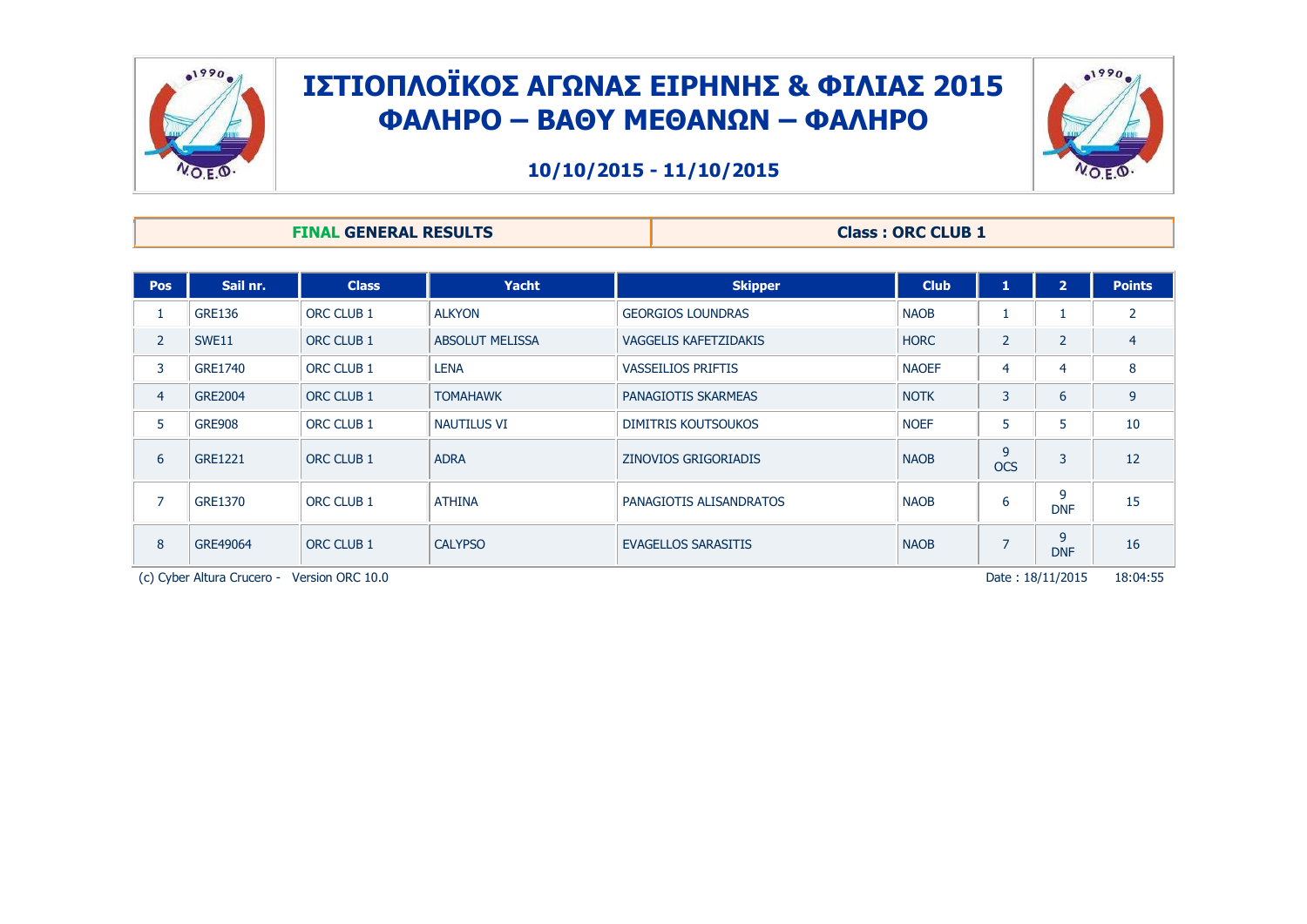# ΙΣΤΙΟΠΛΟΪΚΟΣ ΑΓΩΝΑΣ ΕΙΡΗΝΗΣ & ΦΙΛΙΑΣ 2015
# ΦΑΛΗΡΟ – ΒΑΘΥ ΜΕΘΑΝΩΝ – ΦΑΛΗΡΟ

**10/10/2015 - 11/10/2015**

**FINAL GENERAL RESULTS** | **Class : ORC CLUB 1**

| Pos | Sail nr. | Class | Yacht | Skipper | Club | 1 | 2 | Points |
|---|---|---|---|---|---|---|---|---|
| 1 | GRE136 | ORC CLUB 1 | ALKYON | GEORGIOS LOUNDRAS | NAOB | 1 | 1 | 2 |
| 2 | SWE11 | ORC CLUB 1 | ABSOLUT MELISSA | VAGGELIS KAFETZIDAKIS | HORC | 2 | 2 | 4 |
| 3 | GRE1740 | ORC CLUB 1 | LENA | VASSEILIOS PRIFTIS | NAOEF | 4 | 4 | 8 |
| 4 | GRE2004 | ORC CLUB 1 | TOMAHAWK | PANAGIOTIS SKARMEAS | NOTK | 3 | 6 | 9 |
| 5 | GRE908 | ORC CLUB 1 | NAUTILUS VI | DIMITRIS KOUTSOUKOS | NOEF | 5 | 5 | 10 |
| 6 | GRE1221 | ORC CLUB 1 | ADRA | ZINOVIOS GRIGORIADIS | NAOB | 9 OCS | 3 | 12 |
| 7 | GRE1370 | ORC CLUB 1 | ATHINA | PANAGIOTIS ALISANDRATOS | NAOB | 6 | 9 DNF | 15 |
| 8 | GRE49064 | ORC CLUB 1 | CALYPSO | EVAGELLOS SARASITIS | NAOB | 7 | 9 DNF | 16 |

(c) Cyber Altura Crucero - Version ORC 10.0 | Date : 18/11/2015 18:04:55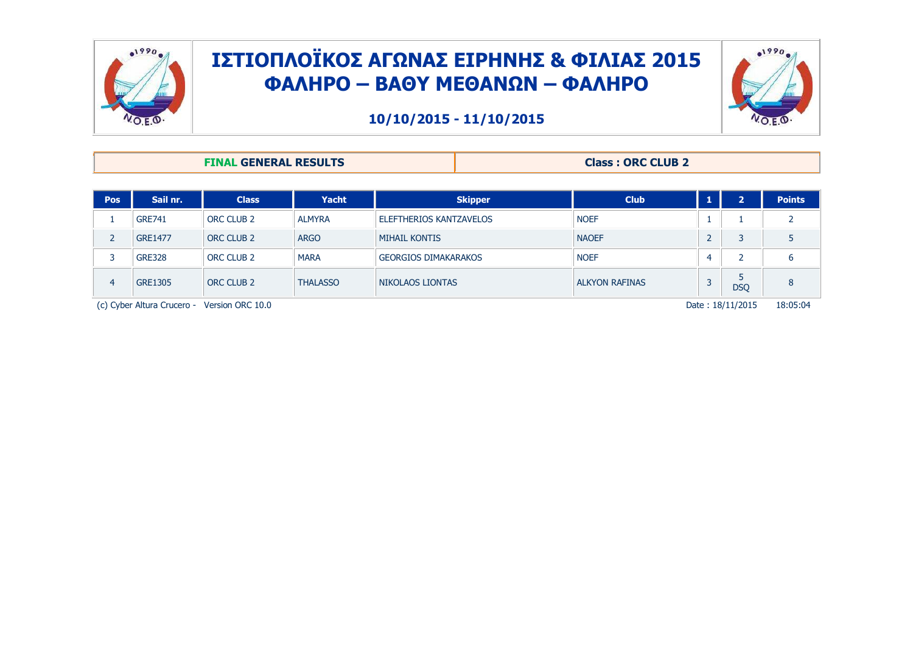# ΙΣΤΙΟΠΛΟΪΚΟΣ ΑΓΩΝΑΣ ΕΙΡΗΝΗΣ & ΦΙΛΙΑΣ 2015
## ΦΑΛΗΡΟ – ΒΑΘΥ ΜΕΘΑΝΩΝ – ΦΑΛΗΡΟ

**10/10/2015 - 11/10/2015**

| **FINAL GENERAL RESULTS** | **Class : ORC CLUB 2** |
|---|---|

| Pos | Sail nr. | Class | Yacht | Skipper | Club | 1 | 2 | Points |
|---|---|---|---|---|---|---|---|---|
| 1 | GRE741 | ORC CLUB 2 | ALMYRA | ELEFTHERIOS KANTZAVELOS | NOEF | 1 | 1 | 2 |
| 2 | GRE1477 | ORC CLUB 2 | ARGO | MIHAIL KONTIS | NAOEF | 2 | 3 | 5 |
| 3 | GRE328 | ORC CLUB 2 | MARA | GEORGIOS DIMAKARAKOS | NOEF | 4 | 2 | 6 |
| 4 | GRE1305 | ORC CLUB 2 | THALASSO | NIKOLAOS LIONTAS | ALKYON RAFINAS | 3 | 5 DSQ | 8 |

(c) Cyber Altura Crucero - Version ORC 10.0 Date : 18/11/2015 18:05:04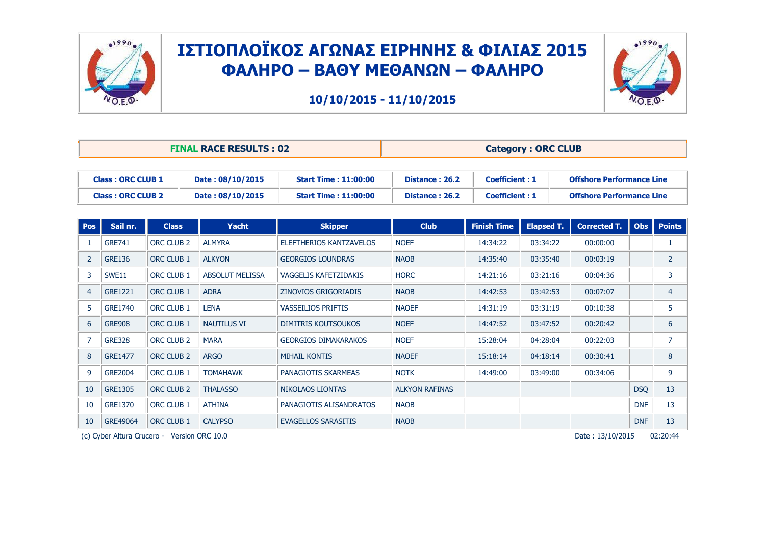# ΙΣΤΙΟΠΛΟΪΚΟΣ ΑΓΩΝΑΣ ΕΙΡΗΝΗΣ & ΦΙΛΙΑΣ 2015
## ΦΑΛΗΡΟ – ΒΑΘΥ ΜΕΘΑΝΩΝ – ΦΑΛΗΡΟ

**10/10/2015 - 11/10/2015**

| **FINAL RACE RESULTS : 02** | **Category : ORC CLUB** |
|---|---|

| Class | Date | Start Time | Distance | Coefficient | |
|---|---|---|---|---|---|
| **Class : ORC CLUB 1** | **Date : 08/10/2015** | **Start Time : 11:00:00** | **Distance : 26.2** | **Coefficient : 1** | **Offshore Performance Line** |
| **Class : ORC CLUB 2** | **Date : 08/10/2015** | **Start Time : 11:00:00** | **Distance : 26.2** | **Coefficient : 1** | **Offshore Performance Line** |

| Pos | Sail nr. | Class | Yacht | Skipper | Club | Finish Time | Elapsed T. | Corrected T. | Obs | Points |
|---|---|---|---|---|---|---|---|---|---|---|
| 1 | GRE741 | ORC CLUB 2 | ALMYRA | ELEFTHERIOS KANTZAVELOS | NOEF | 14:34:22 | 03:34:22 | 00:00:00 | | 1 |
| 2 | GRE136 | ORC CLUB 1 | ALKYON | GEORGIOS LOUNDRAS | NAOB | 14:35:40 | 03:35:40 | 00:03:19 | | 2 |
| 3 | SWE11 | ORC CLUB 1 | ABSOLUT MELISSA | VAGGELIS KAFETZIDAKIS | HORC | 14:21:16 | 03:21:16 | 00:04:36 | | 3 |
| 4 | GRE1221 | ORC CLUB 1 | ADRA | ZINOVIOS GRIGORIADIS | NAOB | 14:42:53 | 03:42:53 | 00:07:07 | | 4 |
| 5 | GRE1740 | ORC CLUB 1 | LENA | VASSEILIOS PRIFTIS | NAOEF | 14:31:19 | 03:31:19 | 00:10:38 | | 5 |
| 6 | GRE908 | ORC CLUB 1 | NAUTILUS VI | DIMITRIS KOUTSOUKOS | NOEF | 14:47:52 | 03:47:52 | 00:20:42 | | 6 |
| 7 | GRE328 | ORC CLUB 2 | MARA | GEORGIOS DIMAKARAKOS | NOEF | 15:28:04 | 04:28:04 | 00:22:03 | | 7 |
| 8 | GRE1477 | ORC CLUB 2 | ARGO | MIHAIL KONTIS | NAOEF | 15:18:14 | 04:18:14 | 00:30:41 | | 8 |
| 9 | GRE2004 | ORC CLUB 1 | TOMAHAWK | PANAGIOTIS SKARMEAS | NOTK | 14:49:00 | 03:49:00 | 00:34:06 | | 9 |
| 10 | GRE1305 | ORC CLUB 2 | THALASSO | NIKOLAOS LIONTAS | ALKYON RAFINAS | | | | DSQ | 13 |
| 10 | GRE1370 | ORC CLUB 1 | ATHINA | PANAGIOTIS ALISANDRATOS | NAOB | | | | DNF | 13 |
| 10 | GRE49064 | ORC CLUB 1 | CALYPSO | EVAGELLOS SARASITIS | NAOB | | | | DNF | 13 |

(c) Cyber Altura Crucero - Version ORC 10.0 Date : 13/10/2015 02:20:44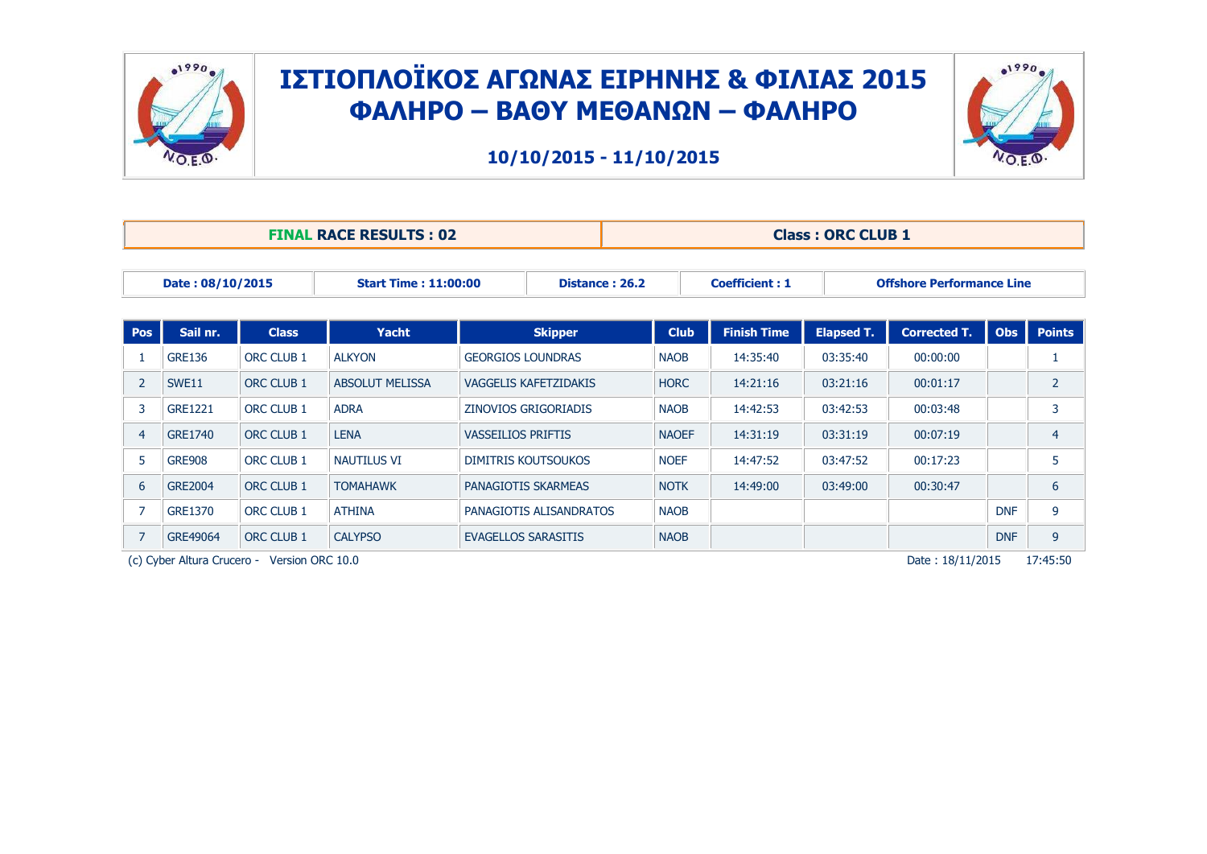# ΙΣΤΙΟΠΛΟΪΚΟΣ ΑΓΩΝΑΣ ΕΙΡΗΝΗΣ & ΦΙΛΙΑΣ 2015
## ΦΑΛΗΡΟ – ΒΑΘΥ ΜΕΘΑΝΩΝ – ΦΑΛΗΡΟ

**10/10/2015 - 11/10/2015**

| **FINAL RACE RESULTS : 02** | **Class : ORC CLUB 1** |
|---|---|

| Date : 08/10/2015 | Start Time : 11:00:00 | Distance : 26.2 | Coefficient : 1 | Offshore Performance Line |
|---|---|---|---|---|

| Pos | Sail nr. | Class | Yacht | Skipper | Club | Finish Time | Elapsed T. | Corrected T. | Obs | Points |
|---|---|---|---|---|---|---|---|---|---|---|
| 1 | GRE136 | ORC CLUB 1 | ALKYON | GEORGIOS LOUNDRAS | NAOB | 14:35:40 | 03:35:40 | 00:00:00 | | 1 |
| 2 | SWE11 | ORC CLUB 1 | ABSOLUT MELISSA | VAGGELIS KAFETZIDAKIS | HORC | 14:21:16 | 03:21:16 | 00:01:17 | | 2 |
| 3 | GRE1221 | ORC CLUB 1 | ADRA | ZINOVIOS GRIGORIADIS | NAOB | 14:42:53 | 03:42:53 | 00:03:48 | | 3 |
| 4 | GRE1740 | ORC CLUB 1 | LENA | VASSEILIOS PRIFTIS | NAOEF | 14:31:19 | 03:31:19 | 00:07:19 | | 4 |
| 5 | GRE908 | ORC CLUB 1 | NAUTILUS VI | DIMITRIS KOUTSOUKOS | NOEF | 14:47:52 | 03:47:52 | 00:17:23 | | 5 |
| 6 | GRE2004 | ORC CLUB 1 | TOMAHAWK | PANAGIOTIS SKARMEAS | NOTK | 14:49:00 | 03:49:00 | 00:30:47 | | 6 |
| 7 | GRE1370 | ORC CLUB 1 | ATHINA | PANAGIOTIS ALISANDRATOS | NAOB | | | | DNF | 9 |
| 7 | GRE49064 | ORC CLUB 1 | CALYPSO | EVAGELLOS SARASITIS | NAOB | | | | DNF | 9 |

(c) Cyber Altura Crucero - Version ORC 10.0 — Date : 18/11/2015 17:45:50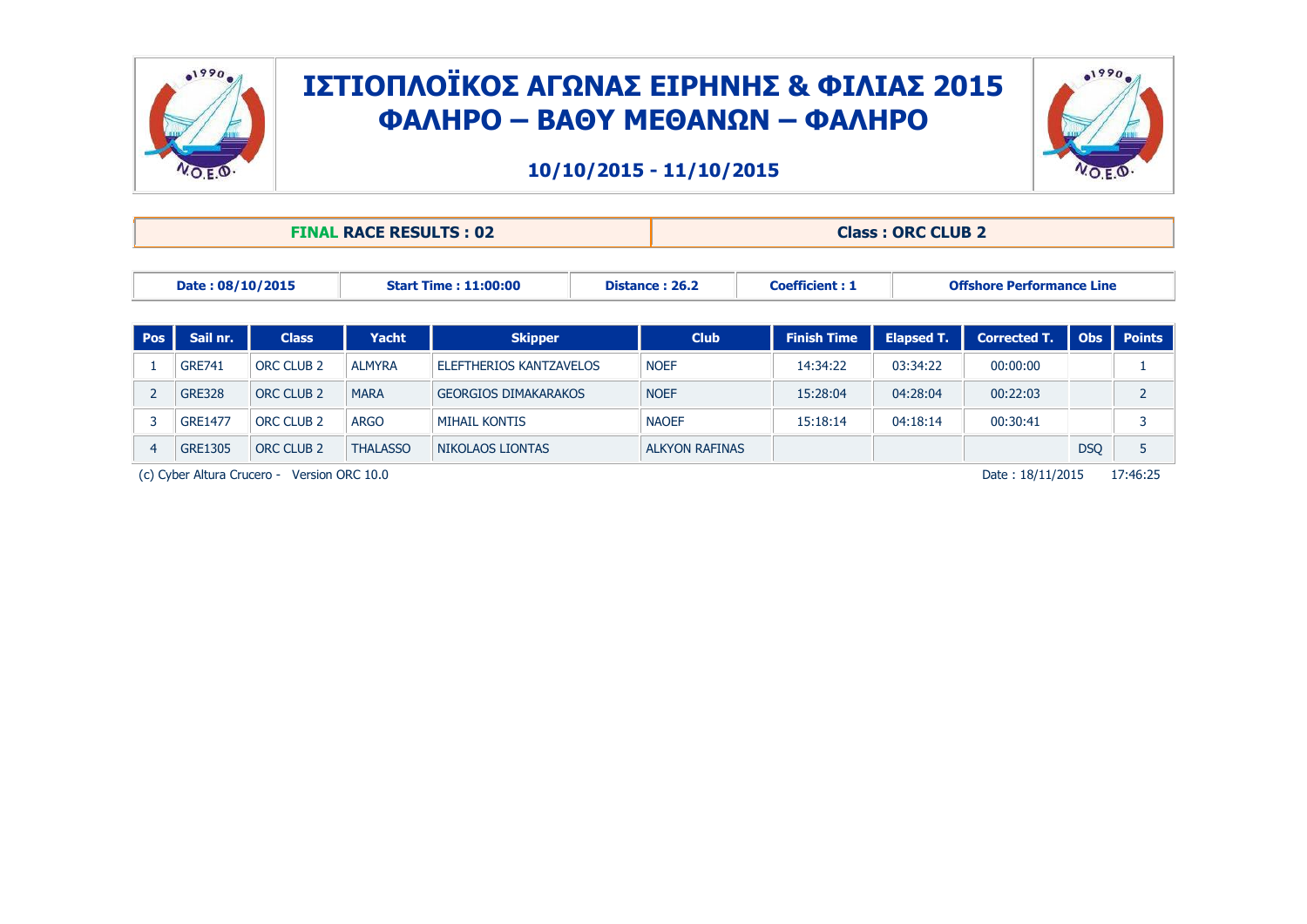# ΙΣΤΙΟΠΛΟΪΚΟΣ ΑΓΩΝΑΣ ΕΙΡΗΝΗΣ & ΦΙΛΙΑΣ 2015
# ΦΑΛΗΡΟ – ΒΑΘΥ ΜΕΘΑΝΩΝ – ΦΑΛΗΡΟ

**10/10/2015 - 11/10/2015**

| FINAL RACE RESULTS : 02 | Class : ORC CLUB 2 |
|---|---|

| Date : 08/10/2015 | Start Time : 11:00:00 | Distance : 26.2 | Coefficient : 1 | Offshore Performance Line |
|---|---|---|---|---|

| Pos | Sail nr. | Class | Yacht | Skipper | Club | Finish Time | Elapsed T. | Corrected T. | Obs | Points |
|---|---|---|---|---|---|---|---|---|---|---|
| 1 | GRE741 | ORC CLUB 2 | ALMYRA | ELEFTHERIOS KANTZAVELOS | NOEF | 14:34:22 | 03:34:22 | 00:00:00 | | 1 |
| 2 | GRE328 | ORC CLUB 2 | MARA | GEORGIOS DIMAKARAKOS | NOEF | 15:28:04 | 04:28:04 | 00:22:03 | | 2 |
| 3 | GRE1477 | ORC CLUB 2 | ARGO | MIHAIL KONTIS | NAOEF | 15:18:14 | 04:18:14 | 00:30:41 | | 3 |
| 4 | GRE1305 | ORC CLUB 2 | THALASSO | NIKOLAOS LIONTAS | ALKYON RAFINAS | | | | DSQ | 5 |

(c) Cyber Altura Crucero - Version ORC 10.0 Date : 18/11/2015 17:46:25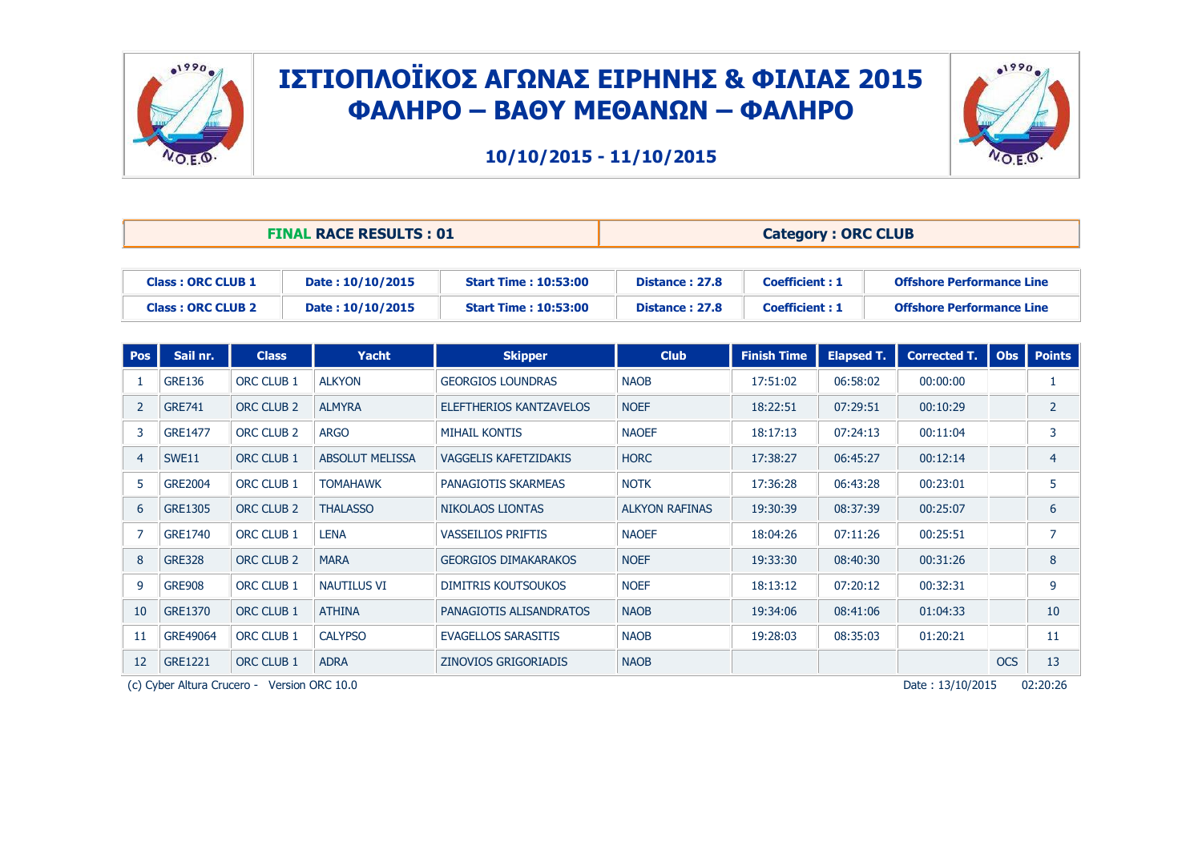# ΙΣΤΙΟΠΛΟΪΚΟΣ ΑΓΩΝΑΣ ΕΙΡΗΝΗΣ & ΦΙΛΙΑΣ 2015
## ΦΑΛΗΡΟ – ΒΑΘΥ ΜΕΘΑΝΩΝ – ΦΑΛΗΡΟ

**10/10/2015 - 11/10/2015**

| **FINAL RACE RESULTS : 01** | **Category : ORC CLUB** |
|---|---|

| Class | Date | Start Time | Distance | Coefficient | |
|---|---|---|---|---|---|
| **Class : ORC CLUB 1** | **Date : 10/10/2015** | **Start Time : 10:53:00** | **Distance : 27.8** | **Coefficient : 1** | **Offshore Performance Line** |
| **Class : ORC CLUB 2** | **Date : 10/10/2015** | **Start Time : 10:53:00** | **Distance : 27.8** | **Coefficient : 1** | **Offshore Performance Line** |

| Pos | Sail nr. | Class | Yacht | Skipper | Club | Finish Time | Elapsed T. | Corrected T. | Obs | Points |
|---|---|---|---|---|---|---|---|---|---|---|
| 1 | GRE136 | ORC CLUB 1 | ALKYON | GEORGIOS LOUNDRAS | NAOB | 17:51:02 | 06:58:02 | 00:00:00 | | 1 |
| 2 | GRE741 | ORC CLUB 2 | ALMYRA | ELEFTHERIOS KANTZAVELOS | NOEF | 18:22:51 | 07:29:51 | 00:10:29 | | 2 |
| 3 | GRE1477 | ORC CLUB 2 | ARGO | MIHAIL KONTIS | NAOEF | 18:17:13 | 07:24:13 | 00:11:04 | | 3 |
| 4 | SWE11 | ORC CLUB 1 | ABSOLUT MELISSA | VAGGELIS KAFETZIDAKIS | HORC | 17:38:27 | 06:45:27 | 00:12:14 | | 4 |
| 5 | GRE2004 | ORC CLUB 1 | TOMAHAWK | PANAGIOTIS SKARMEAS | NOTK | 17:36:28 | 06:43:28 | 00:23:01 | | 5 |
| 6 | GRE1305 | ORC CLUB 2 | THALASSO | NIKOLAOS LIONTAS | ALKYON RAFINAS | 19:30:39 | 08:37:39 | 00:25:07 | | 6 |
| 7 | GRE1740 | ORC CLUB 1 | LENA | VASSEILIOS PRIFTIS | NAOEF | 18:04:26 | 07:11:26 | 00:25:51 | | 7 |
| 8 | GRE328 | ORC CLUB 2 | MARA | GEORGIOS DIMAKARAKOS | NOEF | 19:33:30 | 08:40:30 | 00:31:26 | | 8 |
| 9 | GRE908 | ORC CLUB 1 | NAUTILUS VI | DIMITRIS KOUTSOUKOS | NOEF | 18:13:12 | 07:20:12 | 00:32:31 | | 9 |
| 10 | GRE1370 | ORC CLUB 1 | ATHINA | PANAGIOTIS ALISANDRATOS | NAOB | 19:34:06 | 08:41:06 | 01:04:33 | | 10 |
| 11 | GRE49064 | ORC CLUB 1 | CALYPSO | EVAGELLOS SARASITIS | NAOB | 19:28:03 | 08:35:03 | 01:20:21 | | 11 |
| 12 | GRE1221 | ORC CLUB 1 | ADRA | ZINOVIOS GRIGORIADIS | NAOB | | | | OCS | 13 |

(c) Cyber Altura Crucero - Version ORC 10.0 Date : 13/10/2015 02:20:26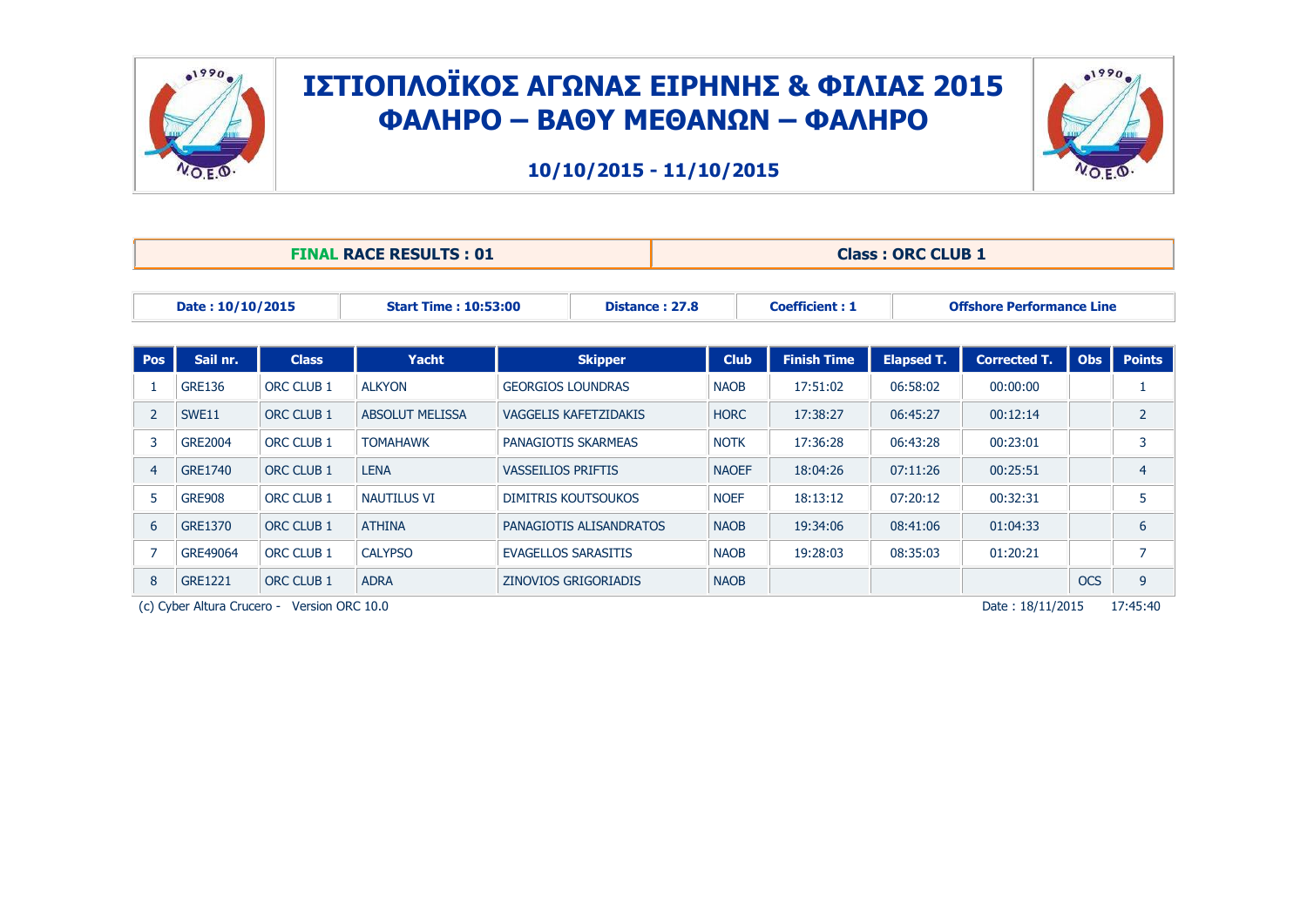# ΙΣΤΙΟΠΛΟΪΚΟΣ ΑΓΩΝΑΣ ΕΙΡΗΝΗΣ & ΦΙΛΙΑΣ 2015
# ΦΑΛΗΡΟ – ΒΑΘΥ ΜΕΘΑΝΩΝ – ΦΑΛΗΡΟ

**10/10/2015 - 11/10/2015**

| **FINAL RACE RESULTS : 01** | **Class : ORC CLUB 1** |
|---|---|

| Date : 10/10/2015 | Start Time : 10:53:00 | Distance : 27.8 | Coefficient : 1 | Offshore Performance Line |
|---|---|---|---|---|

| Pos | Sail nr. | Class | Yacht | Skipper | Club | Finish Time | Elapsed T. | Corrected T. | Obs | Points |
|---|---|---|---|---|---|---|---|---|---|---|
| 1 | GRE136 | ORC CLUB 1 | ALKYON | GEORGIOS LOUNDRAS | NAOB | 17:51:02 | 06:58:02 | 00:00:00 | | 1 |
| 2 | SWE11 | ORC CLUB 1 | ABSOLUT MELISSA | VAGGELIS KAFETZIDAKIS | HORC | 17:38:27 | 06:45:27 | 00:12:14 | | 2 |
| 3 | GRE2004 | ORC CLUB 1 | TOMAHAWK | PANAGIOTIS SKARMEAS | NOTK | 17:36:28 | 06:43:28 | 00:23:01 | | 3 |
| 4 | GRE1740 | ORC CLUB 1 | LENA | VASSEILIOS PRIFTIS | NAOEF | 18:04:26 | 07:11:26 | 00:25:51 | | 4 |
| 5 | GRE908 | ORC CLUB 1 | NAUTILUS VI | DIMITRIS KOUTSOUKOS | NOEF | 18:13:12 | 07:20:12 | 00:32:31 | | 5 |
| 6 | GRE1370 | ORC CLUB 1 | ATHINA | PANAGIOTIS ALISANDRATOS | NAOB | 19:34:06 | 08:41:06 | 01:04:33 | | 6 |
| 7 | GRE49064 | ORC CLUB 1 | CALYPSO | EVAGELLOS SARASITIS | NAOB | 19:28:03 | 08:35:03 | 01:20:21 | | 7 |
| 8 | GRE1221 | ORC CLUB 1 | ADRA | ZINOVIOS GRIGORIADIS | NAOB | | | | OCS | 9 |

(c) Cyber Altura Crucero - Version ORC 10.0 Date : 18/11/2015 17:45:40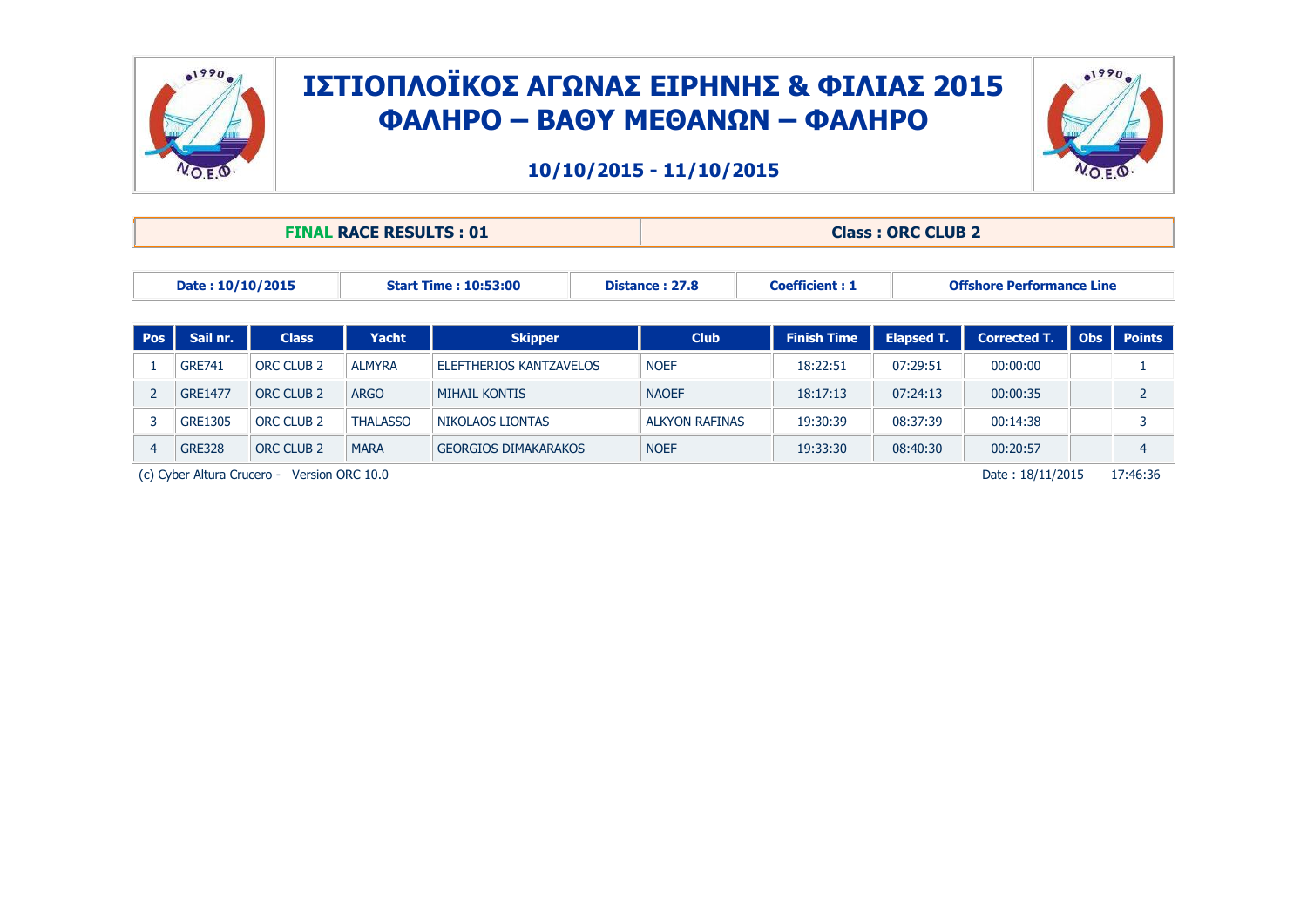# ΙΣΤΙΟΠΛΟΪΚΟΣ ΑΓΩΝΑΣ ΕΙΡΗΝΗΣ & ΦΙΛΙΑΣ 2015
# ΦΑΛΗΡΟ – ΒΑΘΥ ΜΕΘΑΝΩΝ – ΦΑΛΗΡΟ

**10/10/2015 - 11/10/2015**

| **FINAL RACE RESULTS : 01** | **Class : ORC CLUB 2** |
|---|---|

| **Date : 10/10/2015** | **Start Time : 10:53:00** | **Distance : 27.8** | **Coefficient : 1** | **Offshore Performance Line** |
|---|---|---|---|---|

| Pos | Sail nr. | Class | Yacht | Skipper | Club | Finish Time | Elapsed T. | Corrected T. | Obs | Points |
|---|---|---|---|---|---|---|---|---|---|---|
| 1 | GRE741 | ORC CLUB 2 | ALMYRA | ELEFTHERIOS KANTZAVELOS | NOEF | 18:22:51 | 07:29:51 | 00:00:00 | | 1 |
| 2 | GRE1477 | ORC CLUB 2 | ARGO | MIHAIL KONTIS | NAOEF | 18:17:13 | 07:24:13 | 00:00:35 | | 2 |
| 3 | GRE1305 | ORC CLUB 2 | THALASSO | NIKOLAOS LIONTAS | ALKYON RAFINAS | 19:30:39 | 08:37:39 | 00:14:38 | | 3 |
| 4 | GRE328 | ORC CLUB 2 | MARA | GEORGIOS DIMAKARAKOS | NOEF | 19:33:30 | 08:40:30 | 00:20:57 | | 4 |

(c) Cyber Altura Crucero - Version ORC 10.0 Date : 18/11/2015 17:46:36